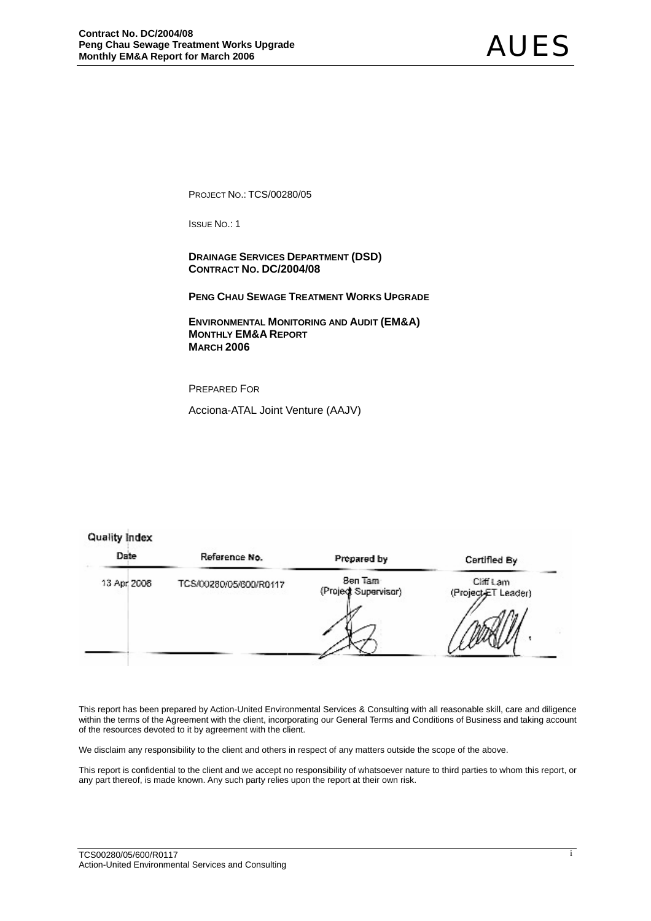PROJECT NO.: TCS/00280/05

ISSUE NO.: 1

**DRAINAGE SERVICES DEPARTMENT (DSD)**
**CONTRACT NO. DC/2004/08**

**PENG CHAU SEWAGE TREATMENT WORKS UPGRADE**

**ENVIRONMENTAL MONITORING AND AUDIT (EM&A)**
**MONTHLY EM&A REPORT**
**MARCH 2006**

PREPARED FOR

Acciona-ATAL Joint Venture (AAJV)

**Quality Index**

| Date | Reference No. | Prepared by | Certified By |
|---|---|---|---|
| 13 Apr 2006 | TCS/00280/05/600/R0117 | Ben Tam (Project Supervisor) | Cliff Lam (Project ET Leader) |

This report has been prepared by Action-United Environmental Services & Consulting with all reasonable skill, care and diligence within the terms of the Agreement with the client, incorporating our General Terms and Conditions of Business and taking account of the resources devoted to it by agreement with the client.

We disclaim any responsibility to the client and others in respect of any matters outside the scope of the above.

This report is confidential to the client and we accept no responsibility of whatsoever nature to third parties to whom this report, or any part thereof, is made known. Any such party relies upon the report at their own risk.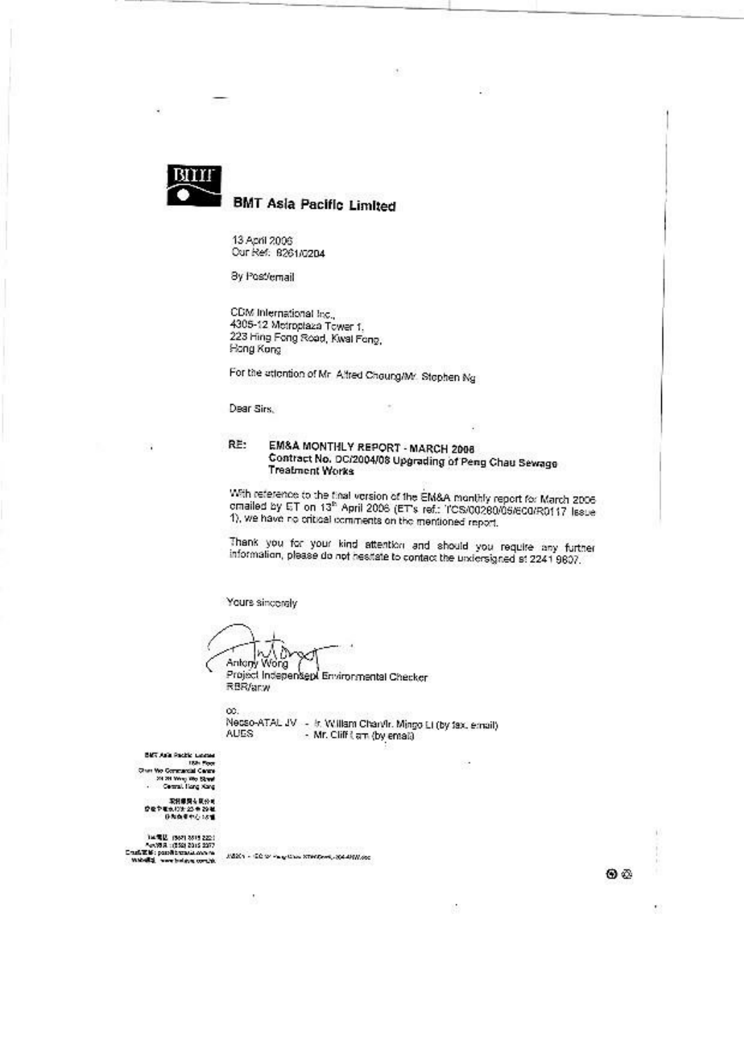**BMT Asia Pacific Limited**

13 April 2006
Our Ref: 8261/0204

By Post/email

CDM International Inc.,
4305-12 Metroplaza Tower 1,
223 Hing Fong Road, Kwai Fong,
Hong Kong

For the attention of Mr. Alfred Cheung/Mr. Stephen Ng

Dear Sirs,

**RE: EM&A MONTHLY REPORT - MARCH 2006**
**Contract No. DC/2004/08 Upgrading of Peng Chau Sewage Treatment Works**

With reference to the final version of the EM&A monthly report for March 2006 emailed by ET on 13th April 2006 (ET's ref.: TCS/00280/05/600/R0117 Issue 1), we have no critical comments on the mentioned report.

Thank you for your kind attention and should you require any further information, please do not hesitate to contact the undersigned at 2241 9807.

Yours sincerely

Antony Wong
Project Independent Environmental Checker
RBR/anw

cc.
Necso-ATAL JV - Ir. William Chan/Mr. Mingo Li (by fax, email)
AUES - Mr. Cliff Lam (by email)

BMT Asia Pacific Limited
18th Floor
Chun Wo Commercial Centre
23-29 Wing Wo Street
Central, Hong Kong

英商環科顧問有限公司
香港中環永和街23至29號
俊和商業中心18樓

Tel 電話: (852) 2815 2221
Fax 傳真: (852) 2815 3377
Email 電郵: post@bmtasia.com.hk
Website 網址: www.bmtasia.com.hk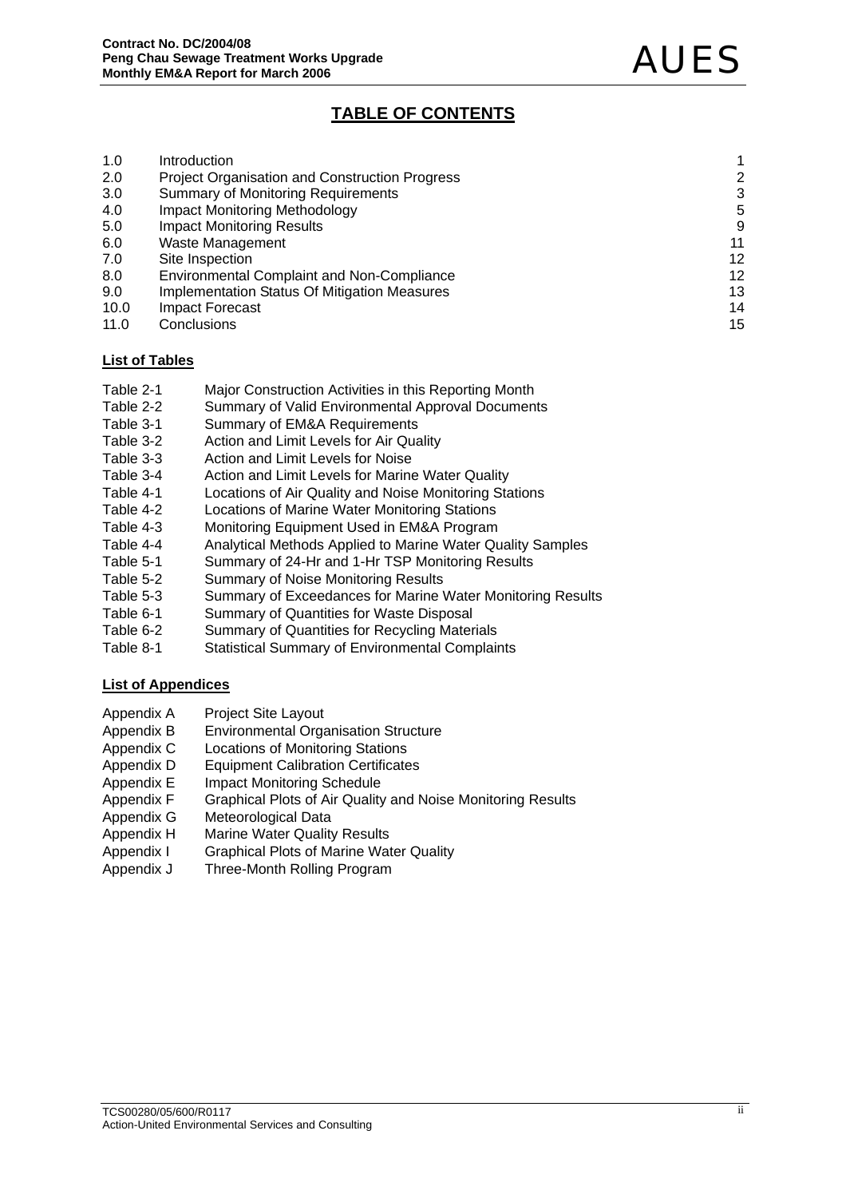# TABLE OF CONTENTS

| | | |
|---|---|---|
| 1.0 | Introduction | 1 |
| 2.0 | Project Organisation and Construction Progress | 2 |
| 3.0 | Summary of Monitoring Requirements | 3 |
| 4.0 | Impact Monitoring Methodology | 5 |
| 5.0 | Impact Monitoring Results | 9 |
| 6.0 | Waste Management | 11 |
| 7.0 | Site Inspection | 12 |
| 8.0 | Environmental Complaint and Non-Compliance | 12 |
| 9.0 | Implementation Status Of Mitigation Measures | 13 |
| 10.0 | Impact Forecast | 14 |
| 11.0 | Conclusions | 15 |

**List of Tables**

| | |
|---|---|
| Table 2-1 | Major Construction Activities in this Reporting Month |
| Table 2-2 | Summary of Valid Environmental Approval Documents |
| Table 3-1 | Summary of EM&A Requirements |
| Table 3-2 | Action and Limit Levels for Air Quality |
| Table 3-3 | Action and Limit Levels for Noise |
| Table 3-4 | Action and Limit Levels for Marine Water Quality |
| Table 4-1 | Locations of Air Quality and Noise Monitoring Stations |
| Table 4-2 | Locations of Marine Water Monitoring Stations |
| Table 4-3 | Monitoring Equipment Used in EM&A Program |
| Table 4-4 | Analytical Methods Applied to Marine Water Quality Samples |
| Table 5-1 | Summary of 24-Hr and 1-Hr TSP Monitoring Results |
| Table 5-2 | Summary of Noise Monitoring Results |
| Table 5-3 | Summary of Exceedances for Marine Water Monitoring Results |
| Table 6-1 | Summary of Quantities for Waste Disposal |
| Table 6-2 | Summary of Quantities for Recycling Materials |
| Table 8-1 | Statistical Summary of Environmental Complaints |

**List of Appendices**

| | |
|---|---|
| Appendix A | Project Site Layout |
| Appendix B | Environmental Organisation Structure |
| Appendix C | Locations of Monitoring Stations |
| Appendix D | Equipment Calibration Certificates |
| Appendix E | Impact Monitoring Schedule |
| Appendix F | Graphical Plots of Air Quality and Noise Monitoring Results |
| Appendix G | Meteorological Data |
| Appendix H | Marine Water Quality Results |
| Appendix I | Graphical Plots of Marine Water Quality |
| Appendix J | Three-Month Rolling Program |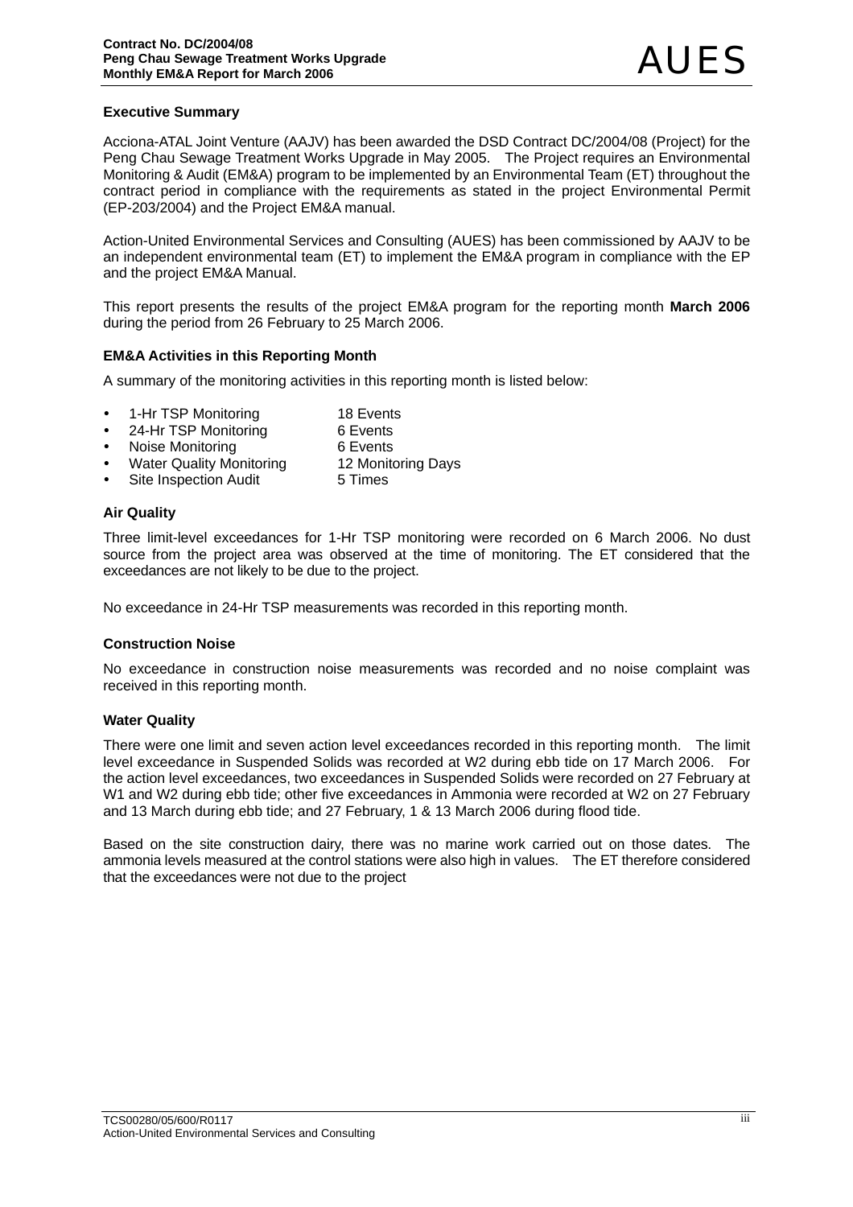## Executive Summary

Acciona-ATAL Joint Venture (AAJV) has been awarded the DSD Contract DC/2004/08 (Project) for the Peng Chau Sewage Treatment Works Upgrade in May 2005. The Project requires an Environmental Monitoring & Audit (EM&A) program to be implemented by an Environmental Team (ET) throughout the contract period in compliance with the requirements as stated in the project Environmental Permit (EP-203/2004) and the Project EM&A manual.

Action-United Environmental Services and Consulting (AUES) has been commissioned by AAJV to be an independent environmental team (ET) to implement the EM&A program in compliance with the EP and the project EM&A Manual.

This report presents the results of the project EM&A program for the reporting month **March 2006** during the period from 26 February to 25 March 2006.

### EM&A Activities in this Reporting Month

A summary of the monitoring activities in this reporting month is listed below:

- 1-Hr TSP Monitoring 18 Events
- 24-Hr TSP Monitoring 6 Events
- Noise Monitoring 6 Events
- Water Quality Monitoring 12 Monitoring Days
- Site Inspection Audit 5 Times

### Air Quality

Three limit-level exceedances for 1-Hr TSP monitoring were recorded on 6 March 2006. No dust source from the project area was observed at the time of monitoring. The ET considered that the exceedances are not likely to be due to the project.

No exceedance in 24-Hr TSP measurements was recorded in this reporting month.

### Construction Noise

No exceedance in construction noise measurements was recorded and no noise complaint was received in this reporting month.

### Water Quality

There were one limit and seven action level exceedances recorded in this reporting month. The limit level exceedance in Suspended Solids was recorded at W2 during ebb tide on 17 March 2006. For the action level exceedances, two exceedances in Suspended Solids were recorded on 27 February at W1 and W2 during ebb tide; other five exceedances in Ammonia were recorded at W2 on 27 February and 13 March during ebb tide; and 27 February, 1 & 13 March 2006 during flood tide.

Based on the site construction dairy, there was no marine work carried out on those dates. The ammonia levels measured at the control stations were also high in values. The ET therefore considered that the exceedances were not due to the project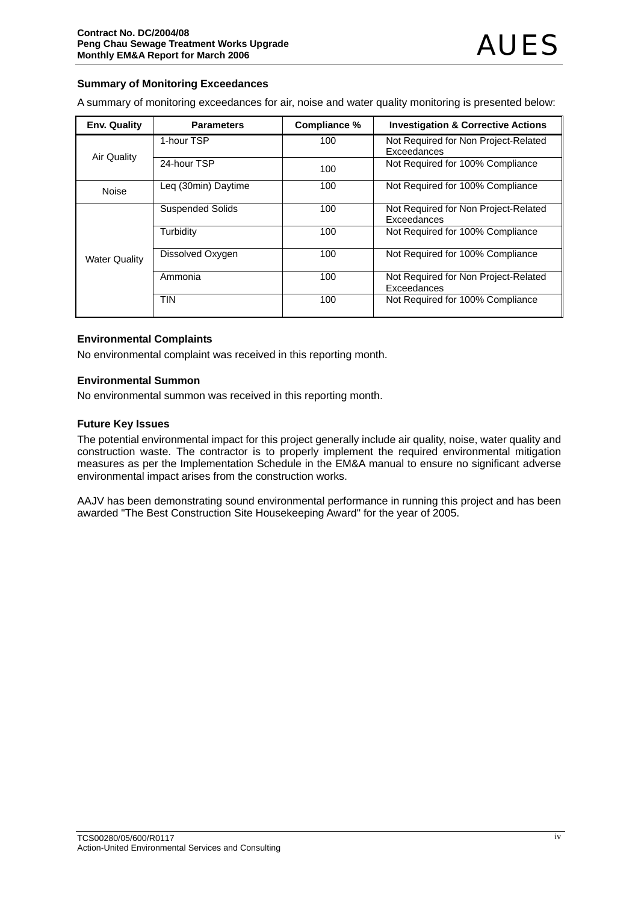### Summary of Monitoring Exceedances

A summary of monitoring exceedances for air, noise and water quality monitoring is presented below:

| Env. Quality | Parameters | Compliance % | Investigation & Corrective Actions |
|---|---|---|---|
| Air Quality | 1-hour TSP | 100 | Not Required for Non Project-Related Exceedances |
| | 24-hour TSP | 100 | Not Required for 100% Compliance |
| Noise | Leq (30min) Daytime | 100 | Not Required for 100% Compliance |
| Water Quality | Suspended Solids | 100 | Not Required for Non Project-Related Exceedances |
| | Turbidity | 100 | Not Required for 100% Compliance |
| | Dissolved Oxygen | 100 | Not Required for 100% Compliance |
| | Ammonia | 100 | Not Required for Non Project-Related Exceedances |
| | TIN | 100 | Not Required for 100% Compliance |

### Environmental Complaints

No environmental complaint was received in this reporting month.

### Environmental Summon

No environmental summon was received in this reporting month.

### Future Key Issues

The potential environmental impact for this project generally include air quality, noise, water quality and construction waste. The contractor is to properly implement the required environmental mitigation measures as per the Implementation Schedule in the EM&A manual to ensure no significant adverse environmental impact arises from the construction works.

AAJV has been demonstrating sound environmental performance in running this project and has been awarded "The Best Construction Site Housekeeping Award" for the year of 2005.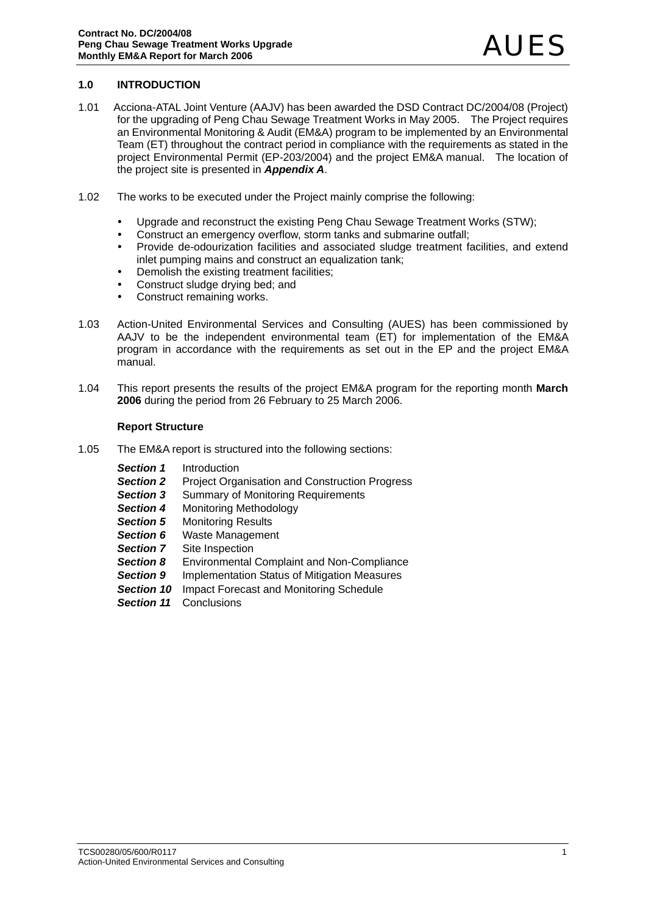# 1.0 INTRODUCTION

1.01 Acciona-ATAL Joint Venture (AAJV) has been awarded the DSD Contract DC/2004/08 (Project) for the upgrading of Peng Chau Sewage Treatment Works in May 2005. The Project requires an Environmental Monitoring & Audit (EM&A) program to be implemented by an Environmental Team (ET) throughout the contract period in compliance with the requirements as stated in the project Environmental Permit (EP-203/2004) and the project EM&A manual. The location of the project site is presented in ***Appendix A***.

1.02 The works to be executed under the Project mainly comprise the following:

- Upgrade and reconstruct the existing Peng Chau Sewage Treatment Works (STW);
- Construct an emergency overflow, storm tanks and submarine outfall;
- Provide de-odourization facilities and associated sludge treatment facilities, and extend inlet pumping mains and construct an equalization tank;
- Demolish the existing treatment facilities;
- Construct sludge drying bed; and
- Construct remaining works.

1.03 Action-United Environmental Services and Consulting (AUES) has been commissioned by AAJV to be the independent environmental team (ET) for implementation of the EM&A program in accordance with the requirements as set out in the EP and the project EM&A manual.

1.04 This report presents the results of the project EM&A program for the reporting month **March 2006** during the period from 26 February to 25 March 2006.

**Report Structure**

1.05 The EM&A report is structured into the following sections:

***Section 1*** Introduction
***Section 2*** Project Organisation and Construction Progress
***Section 3*** Summary of Monitoring Requirements
***Section 4*** Monitoring Methodology
***Section 5*** Monitoring Results
***Section 6*** Waste Management
***Section 7*** Site Inspection
***Section 8*** Environmental Complaint and Non-Compliance
***Section 9*** Implementation Status of Mitigation Measures
***Section 10*** Impact Forecast and Monitoring Schedule
***Section 11*** Conclusions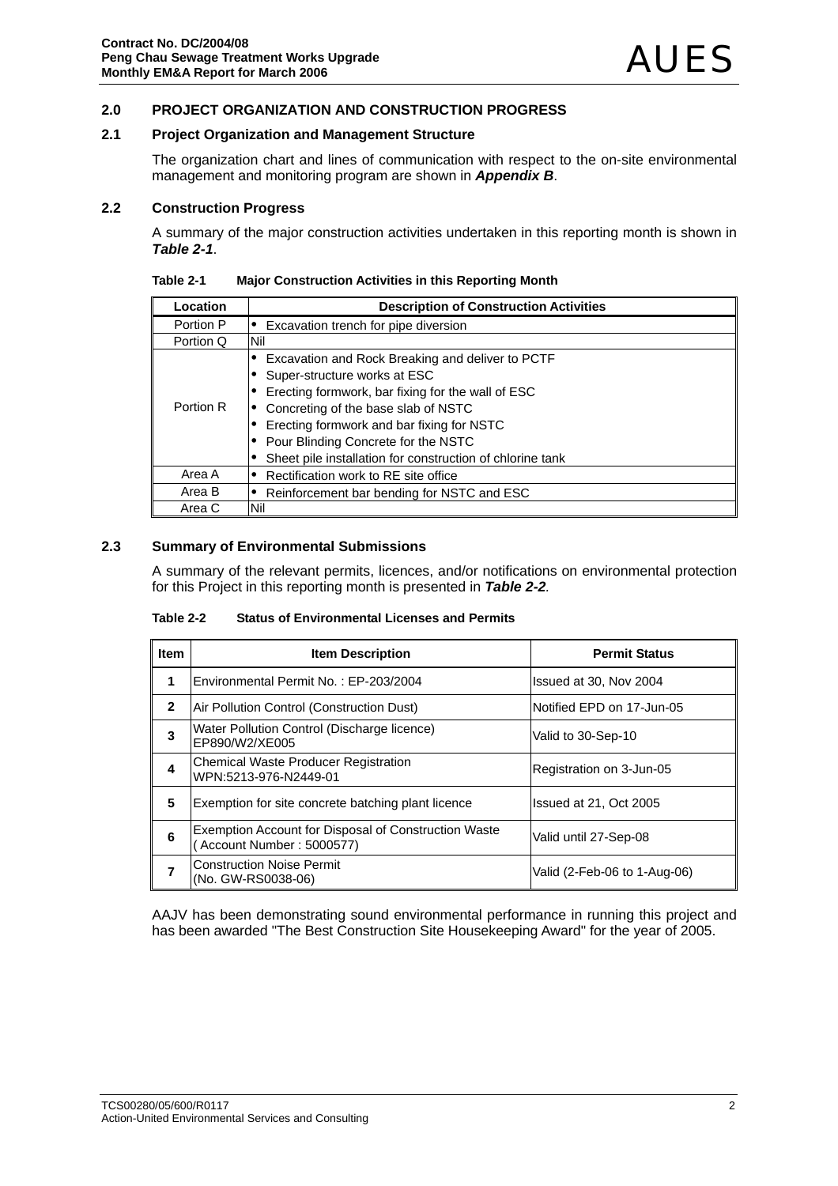## 2.0 PROJECT ORGANIZATION AND CONSTRUCTION PROGRESS

### 2.1 Project Organization and Management Structure

The organization chart and lines of communication with respect to the on-site environmental management and monitoring program are shown in ***Appendix B***.

### 2.2 Construction Progress

A summary of the major construction activities undertaken in this reporting month is shown in ***Table 2-1***.

**Table 2-1 Major Construction Activities in this Reporting Month**

| Location | Description of Construction Activities |
| --- | --- |
| Portion P | • Excavation trench for pipe diversion |
| Portion Q | Nil |
| Portion R | • Excavation and Rock Breaking and deliver to PCTF<br>• Super-structure works at ESC<br>• Erecting formwork, bar fixing for the wall of ESC<br>• Concreting of the base slab of NSTC<br>• Erecting formwork and bar fixing for NSTC<br>• Pour Blinding Concrete for the NSTC<br>• Sheet pile installation for construction of chlorine tank |
| Area A | • Rectification work to RE site office |
| Area B | • Reinforcement bar bending for NSTC and ESC |
| Area C | Nil |

### 2.3 Summary of Environmental Submissions

A summary of the relevant permits, licences, and/or notifications on environmental protection for this Project in this reporting month is presented in ***Table 2-2***.

**Table 2-2 Status of Environmental Licenses and Permits**

| Item | Item Description | Permit Status |
| --- | --- | --- |
| 1 | Environmental Permit No. : EP-203/2004 | Issued at 30, Nov 2004 |
| 2 | Air Pollution Control (Construction Dust) | Notified EPD on 17-Jun-05 |
| 3 | Water Pollution Control (Discharge licence) EP890/W2/XE005 | Valid to 30-Sep-10 |
| 4 | Chemical Waste Producer Registration WPN:5213-976-N2449-01 | Registration on 3-Jun-05 |
| 5 | Exemption for site concrete batching plant licence | Issued at 21, Oct 2005 |
| 6 | Exemption Account for Disposal of Construction Waste ( Account Number : 5000577) | Valid until 27-Sep-08 |
| 7 | Construction Noise Permit (No. GW-RS0038-06) | Valid (2-Feb-06 to 1-Aug-06) |

AAJV has been demonstrating sound environmental performance in running this project and has been awarded "The Best Construction Site Housekeeping Award" for the year of 2005.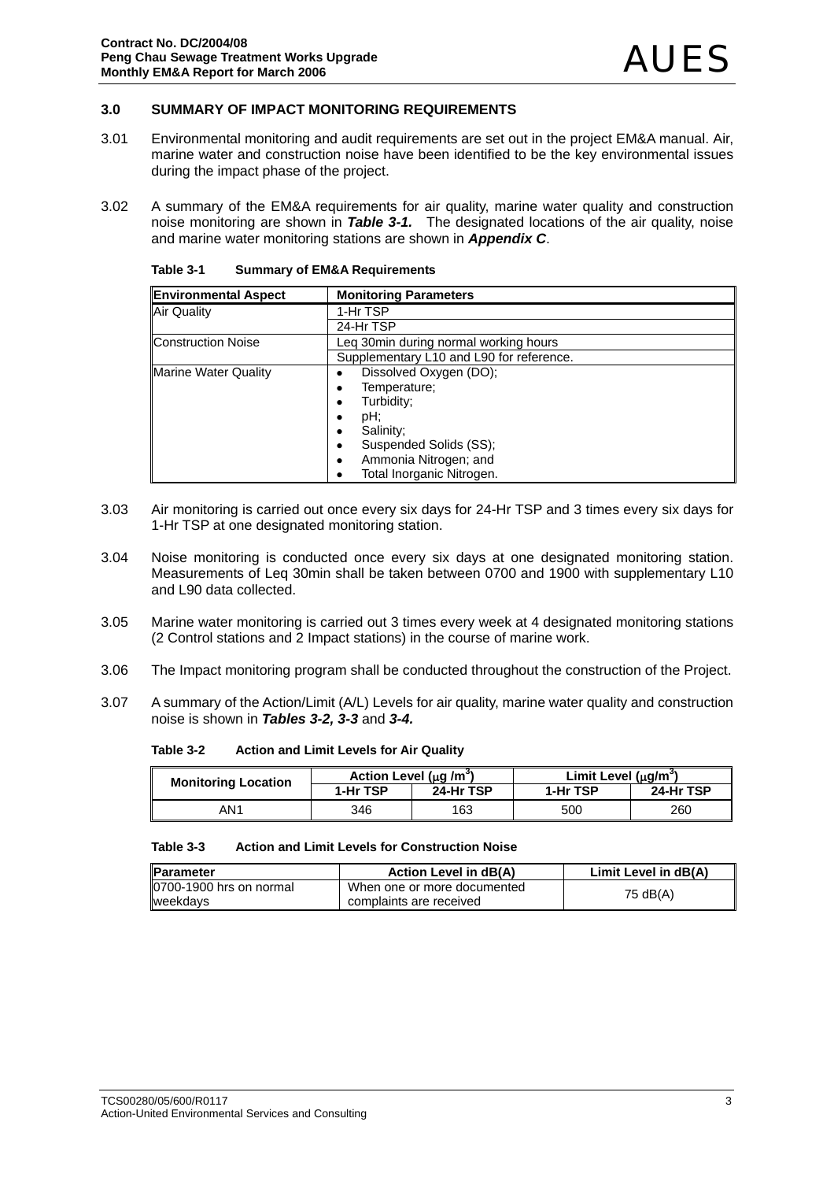## 3.0 SUMMARY OF IMPACT MONITORING REQUIREMENTS

3.01 Environmental monitoring and audit requirements are set out in the project EM&A manual. Air, marine water and construction noise have been identified to be the key environmental issues during the impact phase of the project.

3.02 A summary of the EM&A requirements for air quality, marine water quality and construction noise monitoring are shown in ***Table 3-1.*** The designated locations of the air quality, noise and marine water monitoring stations are shown in ***Appendix C***.

**Table 3-1 Summary of EM&A Requirements**

| Environmental Aspect | Monitoring Parameters |
|---|---|
| Air Quality | 1-Hr TSP |
| | 24-Hr TSP |
| Construction Noise | Leq 30min during normal working hours |
| | Supplementary L10 and L90 for reference. |
| Marine Water Quality | • Dissolved Oxygen (DO);<br>• Temperature;<br>• Turbidity;<br>• pH;<br>• Salinity;<br>• Suspended Solids (SS);<br>• Ammonia Nitrogen; and<br>• Total Inorganic Nitrogen. |

3.03 Air monitoring is carried out once every six days for 24-Hr TSP and 3 times every six days for 1-Hr TSP at one designated monitoring station.

3.04 Noise monitoring is conducted once every six days at one designated monitoring station. Measurements of Leq 30min shall be taken between 0700 and 1900 with supplementary L10 and L90 data collected.

3.05 Marine water monitoring is carried out 3 times every week at 4 designated monitoring stations (2 Control stations and 2 Impact stations) in the course of marine work.

3.06 The Impact monitoring program shall be conducted throughout the construction of the Project.

3.07 A summary of the Action/Limit (A/L) Levels for air quality, marine water quality and construction noise is shown in ***Tables 3-2, 3-3*** and ***3-4.***

**Table 3-2 Action and Limit Levels for Air Quality**

| Monitoring Location | Action Level ($\mu g/m^3$) | | Limit Level ($\mu g/m^3$) | |
|---|---|---|---|---|
| | 1-Hr TSP | 24-Hr TSP | 1-Hr TSP | 24-Hr TSP |
| AN1 | 346 | 163 | 500 | 260 |

**Table 3-3 Action and Limit Levels for Construction Noise**

| Parameter | Action Level in dB(A) | Limit Level in dB(A) |
|---|---|---|
| 0700-1900 hrs on normal weekdays | When one or more documented complaints are received | 75 dB(A) |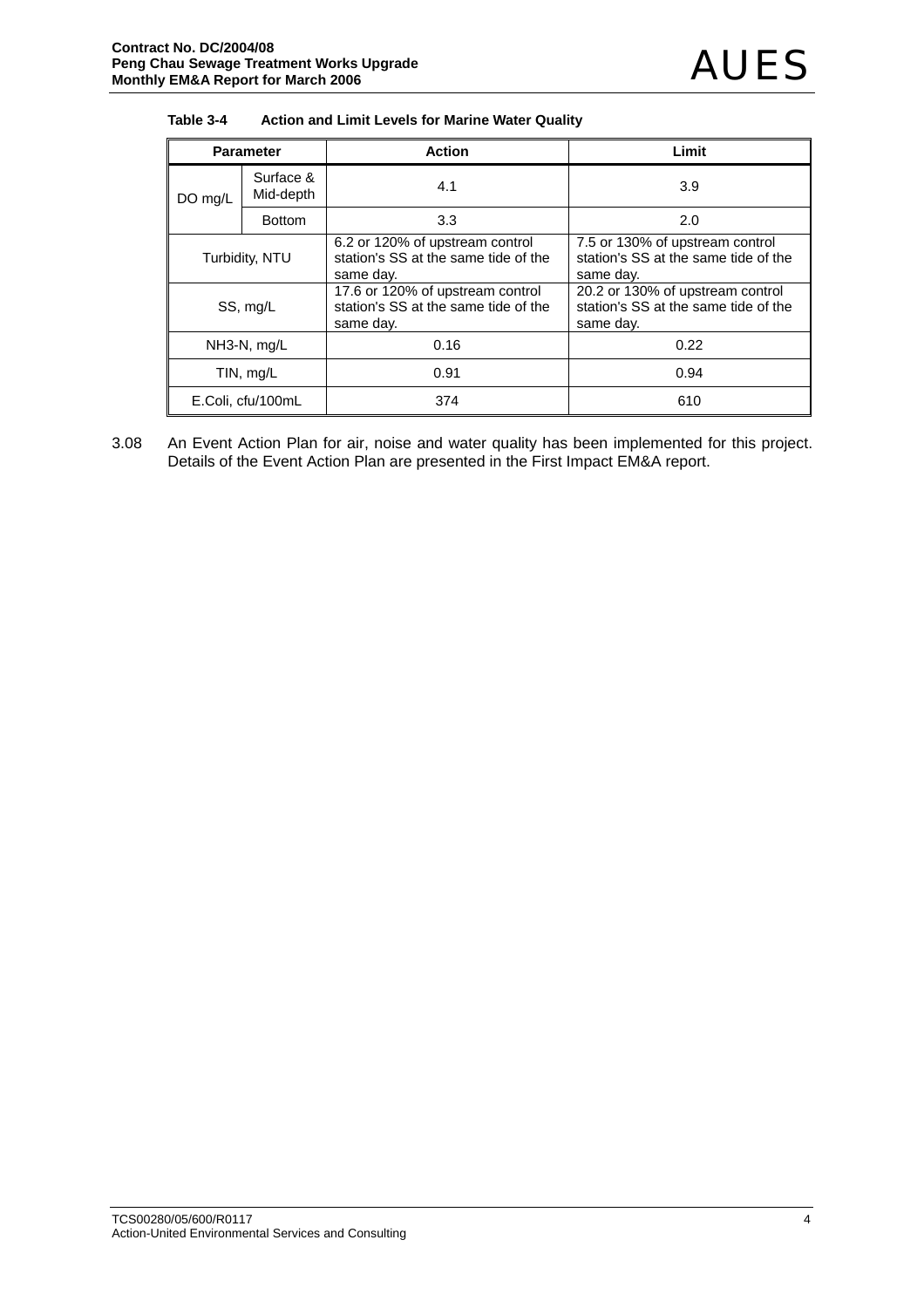**Table 3-4 Action and Limit Levels for Marine Water Quality**

| Parameter | | Action | Limit |
|---|---|---|---|
| DO mg/L | Surface & Mid-depth | 4.1 | 3.9 |
| | Bottom | 3.3 | 2.0 |
| Turbidity, NTU | | 6.2 or 120% of upstream control station's SS at the same tide of the same day. | 7.5 or 130% of upstream control station's SS at the same tide of the same day. |
| SS, mg/L | | 17.6 or 120% of upstream control station's SS at the same tide of the same day. | 20.2 or 130% of upstream control station's SS at the same tide of the same day. |
| NH3-N, mg/L | | 0.16 | 0.22 |
| TIN, mg/L | | 0.91 | 0.94 |
| E.Coli, cfu/100mL | | 374 | 610 |

3.08 An Event Action Plan for air, noise and water quality has been implemented for this project. Details of the Event Action Plan are presented in the First Impact EM&A report.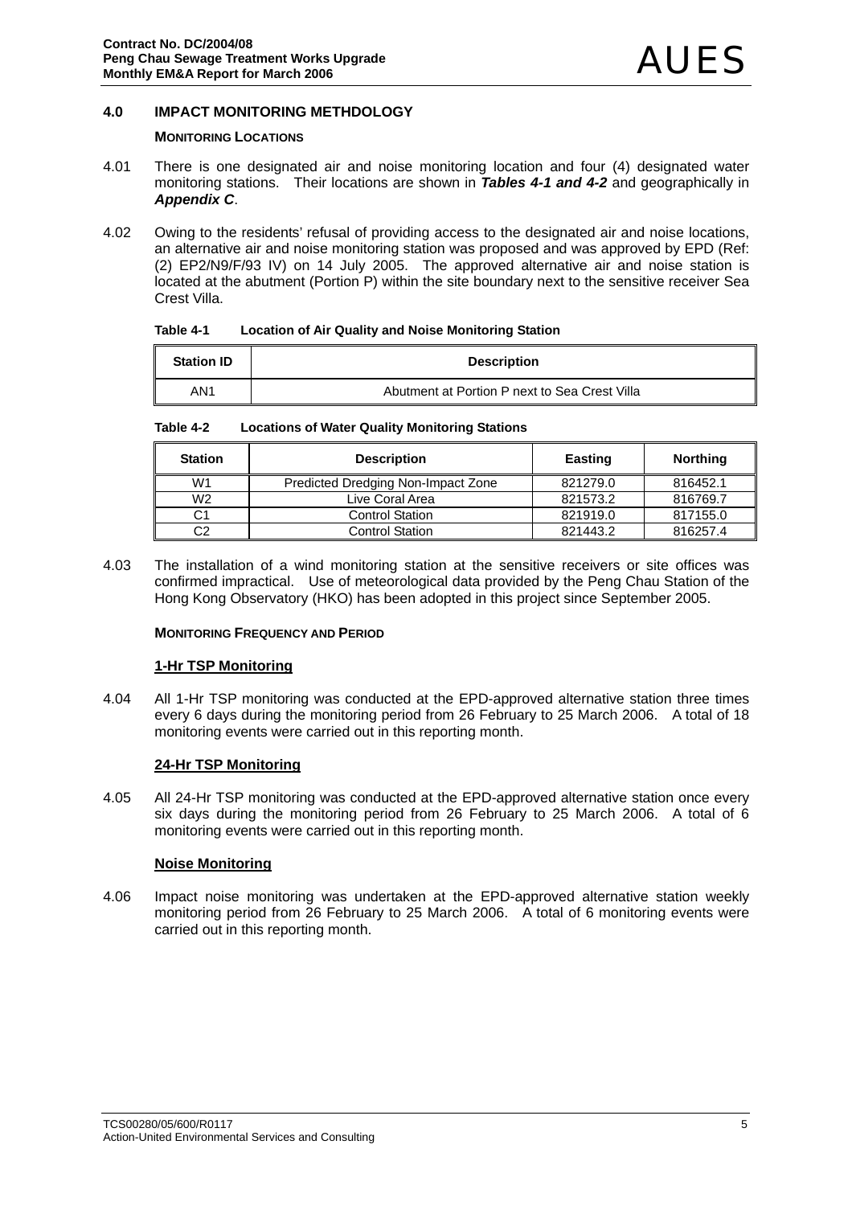## 4.0 IMPACT MONITORING METHDOLOGY

### MONITORING LOCATIONS

4.01 There is one designated air and noise monitoring location and four (4) designated water monitoring stations. Their locations are shown in ***Tables 4-1 and 4-2*** and geographically in ***Appendix C***.

4.02 Owing to the residents' refusal of providing access to the designated air and noise locations, an alternative air and noise monitoring station was proposed and was approved by EPD (Ref: (2) EP2/N9/F/93 IV) on 14 July 2005. The approved alternative air and noise station is located at the abutment (Portion P) within the site boundary next to the sensitive receiver Sea Crest Villa.

**Table 4-1 Location of Air Quality and Noise Monitoring Station**

| Station ID | Description |
|---|---|
| AN1 | Abutment at Portion P next to Sea Crest Villa |

**Table 4-2 Locations of Water Quality Monitoring Stations**

| Station | Description | Easting | Northing |
|---|---|---|---|
| W1 | Predicted Dredging Non-Impact Zone | 821279.0 | 816452.1 |
| W2 | Live Coral Area | 821573.2 | 816769.7 |
| C1 | Control Station | 821919.0 | 817155.0 |
| C2 | Control Station | 821443.2 | 816257.4 |

4.03 The installation of a wind monitoring station at the sensitive receivers or site offices was confirmed impractical. Use of meteorological data provided by the Peng Chau Station of the Hong Kong Observatory (HKO) has been adopted in this project since September 2005.

### MONITORING FREQUENCY AND PERIOD

#### 1-Hr TSP Monitoring

4.04 All 1-Hr TSP monitoring was conducted at the EPD-approved alternative station three times every 6 days during the monitoring period from 26 February to 25 March 2006. A total of 18 monitoring events were carried out in this reporting month.

#### 24-Hr TSP Monitoring

4.05 All 24-Hr TSP monitoring was conducted at the EPD-approved alternative station once every six days during the monitoring period from 26 February to 25 March 2006. A total of 6 monitoring events were carried out in this reporting month.

#### Noise Monitoring

4.06 Impact noise monitoring was undertaken at the EPD-approved alternative station weekly monitoring period from 26 February to 25 March 2006. A total of 6 monitoring events were carried out in this reporting month.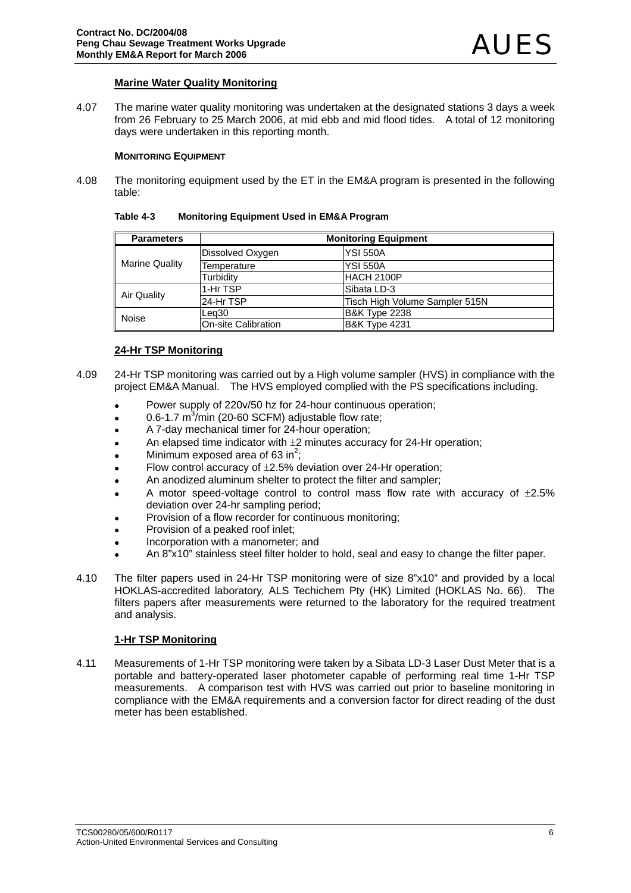### Marine Water Quality Monitoring

4.07 The marine water quality monitoring was undertaken at the designated stations 3 days a week from 26 February to 25 March 2006, at mid ebb and mid flood tides. A total of 12 monitoring days were undertaken in this reporting month.

**MONITORING EQUIPMENT**

4.08 The monitoring equipment used by the ET in the EM&A program is presented in the following table:

**Table 4-3 Monitoring Equipment Used in EM&A Program**

| Parameters | Monitoring Equipment | |
|---|---|---|
| Marine Quality | Dissolved Oxygen | YSI 550A |
| | Temperature | YSI 550A |
| | Turbidity | HACH 2100P |
| Air Quality | 1-Hr TSP | Sibata LD-3 |
| | 24-Hr TSP | Tisch High Volume Sampler 515N |
| Noise | Leq30 | B&K Type 2238 |
| | On-site Calibration | B&K Type 4231 |

### 24-Hr TSP Monitoring

4.09 24-Hr TSP monitoring was carried out by a High volume sampler (HVS) in compliance with the project EM&A Manual. The HVS employed complied with the PS specifications including.

- Power supply of 220v/50 hz for 24-hour continuous operation;
- 0.6-1.7 $m^3$/min (20-60 SCFM) adjustable flow rate;
- A 7-day mechanical timer for 24-hour operation;
- An elapsed time indicator with ±2 minutes accuracy for 24-Hr operation;
- Minimum exposed area of 63 $in^2$;
- Flow control accuracy of ±2.5% deviation over 24-Hr operation;
- An anodized aluminum shelter to protect the filter and sampler;
- A motor speed-voltage control to control mass flow rate with accuracy of ±2.5% deviation over 24-hr sampling period;
- Provision of a flow recorder for continuous monitoring;
- Provision of a peaked roof inlet;
- Incorporation with a manometer; and
- An 8"x10" stainless steel filter holder to hold, seal and easy to change the filter paper.

4.10 The filter papers used in 24-Hr TSP monitoring were of size 8"x10" and provided by a local HOKLAS-accredited laboratory, ALS Techichem Pty (HK) Limited (HOKLAS No. 66). The filters papers after measurements were returned to the laboratory for the required treatment and analysis.

### 1-Hr TSP Monitoring

4.11 Measurements of 1-Hr TSP monitoring were taken by a Sibata LD-3 Laser Dust Meter that is a portable and battery-operated laser photometer capable of performing real time 1-Hr TSP measurements. A comparison test with HVS was carried out prior to baseline monitoring in compliance with the EM&A requirements and a conversion factor for direct reading of the dust meter has been established.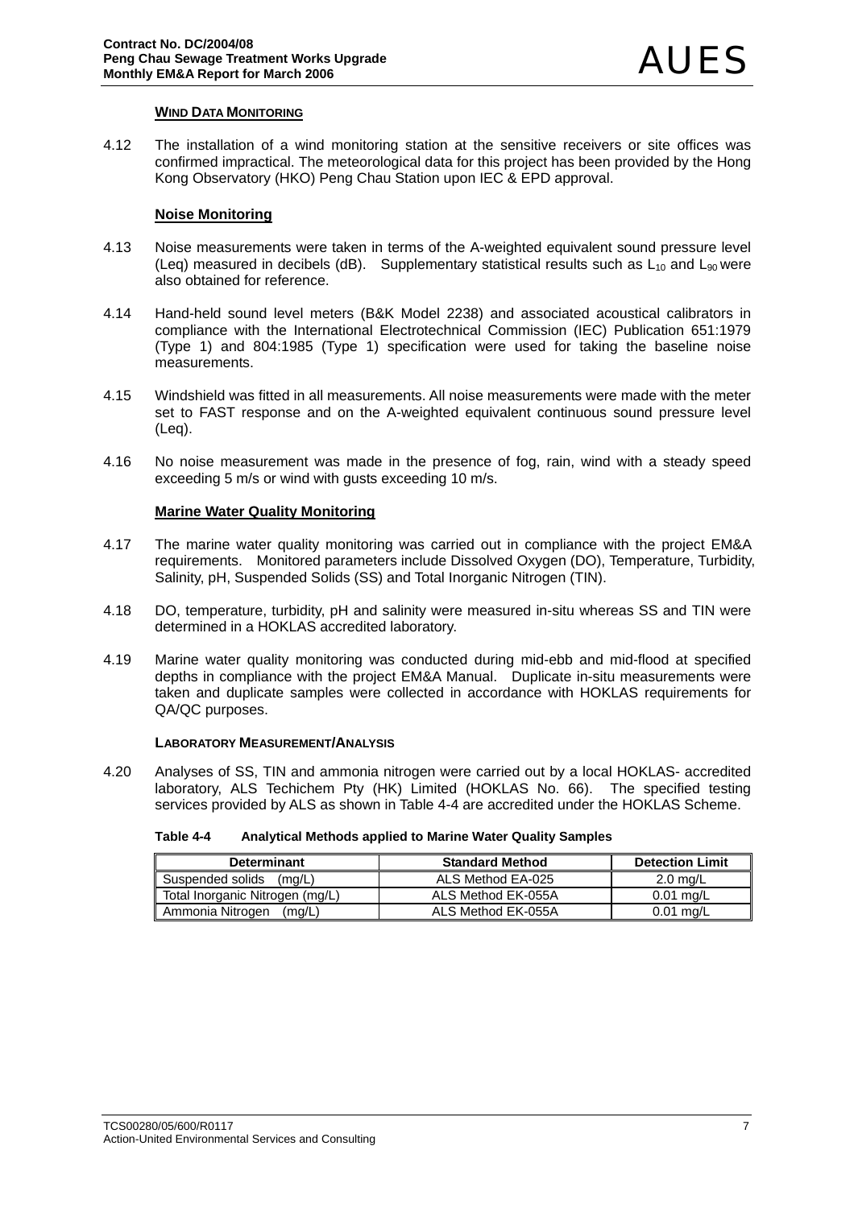#### Wind Data Monitoring

4.12 The installation of a wind monitoring station at the sensitive receivers or site offices was confirmed impractical. The meteorological data for this project has been provided by the Hong Kong Observatory (HKO) Peng Chau Station upon IEC & EPD approval.

#### Noise Monitoring

4.13 Noise measurements were taken in terms of the A-weighted equivalent sound pressure level (Leq) measured in decibels (dB). Supplementary statistical results such as $L_{10}$ and $L_{90}$ were also obtained for reference.

4.14 Hand-held sound level meters (B&K Model 2238) and associated acoustical calibrators in compliance with the International Electrotechnical Commission (IEC) Publication 651:1979 (Type 1) and 804:1985 (Type 1) specification were used for taking the baseline noise measurements.

4.15 Windshield was fitted in all measurements. All noise measurements were made with the meter set to FAST response and on the A-weighted equivalent continuous sound pressure level (Leq).

4.16 No noise measurement was made in the presence of fog, rain, wind with a steady speed exceeding 5 m/s or wind with gusts exceeding 10 m/s.

#### Marine Water Quality Monitoring

4.17 The marine water quality monitoring was carried out in compliance with the project EM&A requirements. Monitored parameters include Dissolved Oxygen (DO), Temperature, Turbidity, Salinity, pH, Suspended Solids (SS) and Total Inorganic Nitrogen (TIN).

4.18 DO, temperature, turbidity, pH and salinity were measured in-situ whereas SS and TIN were determined in a HOKLAS accredited laboratory.

4.19 Marine water quality monitoring was conducted during mid-ebb and mid-flood at specified depths in compliance with the project EM&A Manual. Duplicate in-situ measurements were taken and duplicate samples were collected in accordance with HOKLAS requirements for QA/QC purposes.

#### Laboratory Measurement/Analysis

4.20 Analyses of SS, TIN and ammonia nitrogen were carried out by a local HOKLAS- accredited laboratory, ALS Techichem Pty (HK) Limited (HOKLAS No. 66). The specified testing services provided by ALS as shown in Table 4-4 are accredited under the HOKLAS Scheme.

**Table 4-4 Analytical Methods applied to Marine Water Quality Samples**

| Determinant | Standard Method | Detection Limit |
|---|---|---|
| Suspended solids (mg/L) | ALS Method EA-025 | 2.0 mg/L |
| Total Inorganic Nitrogen (mg/L) | ALS Method EK-055A | 0.01 mg/L |
| Ammonia Nitrogen (mg/L) | ALS Method EK-055A | 0.01 mg/L |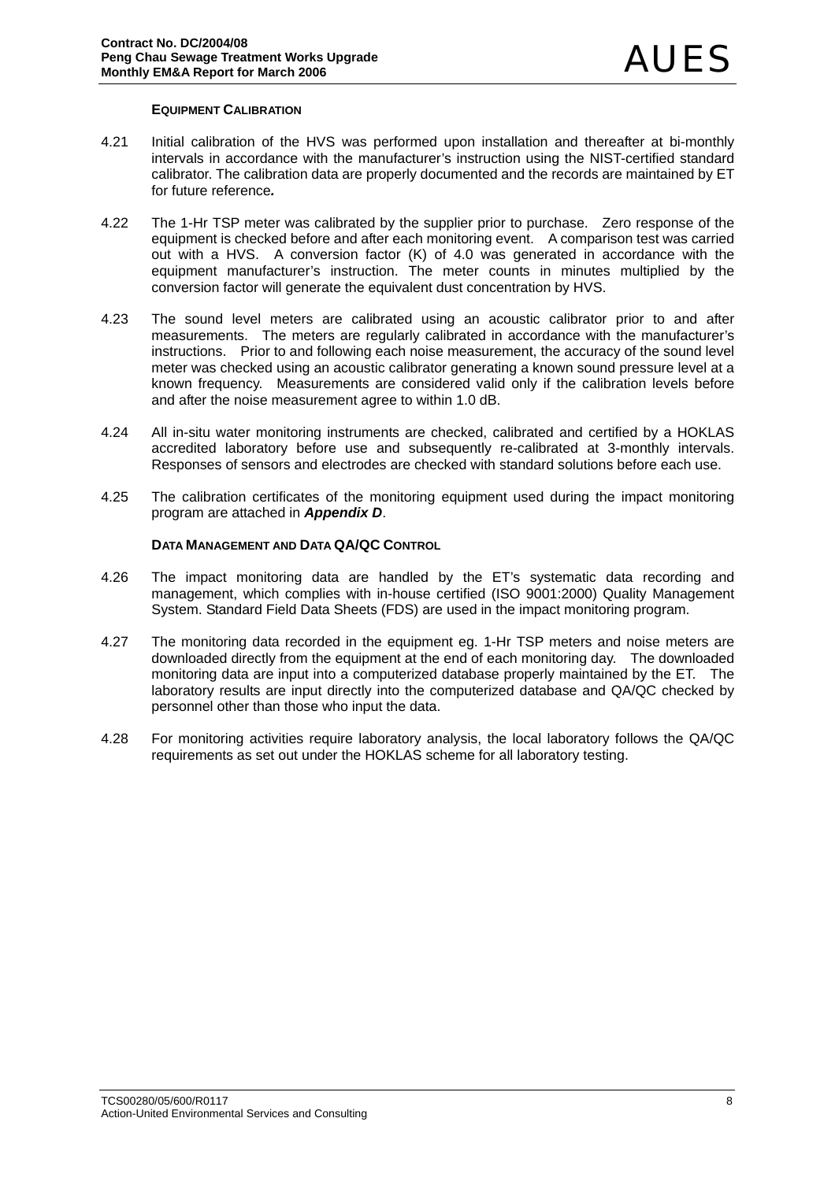### EQUIPMENT CALIBRATION

4.21 Initial calibration of the HVS was performed upon installation and thereafter at bi-monthly intervals in accordance with the manufacturer's instruction using the NIST-certified standard calibrator. The calibration data are properly documented and the records are maintained by ET for future reference***.***

4.22 The 1-Hr TSP meter was calibrated by the supplier prior to purchase. Zero response of the equipment is checked before and after each monitoring event. A comparison test was carried out with a HVS. A conversion factor (K) of 4.0 was generated in accordance with the equipment manufacturer's instruction. The meter counts in minutes multiplied by the conversion factor will generate the equivalent dust concentration by HVS.

4.23 The sound level meters are calibrated using an acoustic calibrator prior to and after measurements. The meters are regularly calibrated in accordance with the manufacturer's instructions. Prior to and following each noise measurement, the accuracy of the sound level meter was checked using an acoustic calibrator generating a known sound pressure level at a known frequency. Measurements are considered valid only if the calibration levels before and after the noise measurement agree to within 1.0 dB.

4.24 All in-situ water monitoring instruments are checked, calibrated and certified by a HOKLAS accredited laboratory before use and subsequently re-calibrated at 3-monthly intervals. Responses of sensors and electrodes are checked with standard solutions before each use.

4.25 The calibration certificates of the monitoring equipment used during the impact monitoring program are attached in ***Appendix D***.

### DATA MANAGEMENT AND DATA QA/QC CONTROL

4.26 The impact monitoring data are handled by the ET's systematic data recording and management, which complies with in-house certified (ISO 9001:2000) Quality Management System. Standard Field Data Sheets (FDS) are used in the impact monitoring program.

4.27 The monitoring data recorded in the equipment eg. 1-Hr TSP meters and noise meters are downloaded directly from the equipment at the end of each monitoring day. The downloaded monitoring data are input into a computerized database properly maintained by the ET. The laboratory results are input directly into the computerized database and QA/QC checked by personnel other than those who input the data.

4.28 For monitoring activities require laboratory analysis, the local laboratory follows the QA/QC requirements as set out under the HOKLAS scheme for all laboratory testing.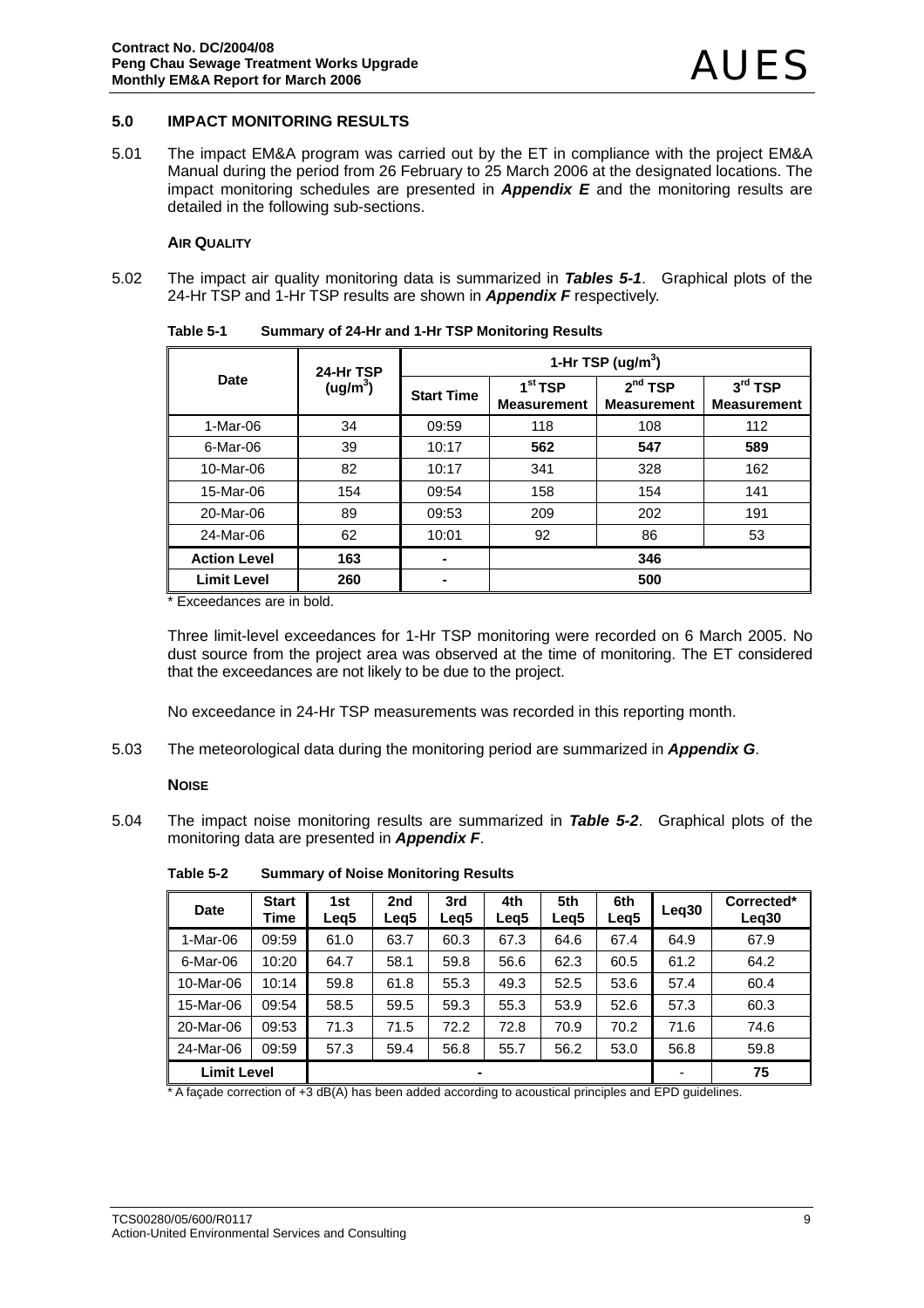## 5.0 IMPACT MONITORING RESULTS

5.01 The impact EM&A program was carried out by the ET in compliance with the project EM&A Manual during the period from 26 February to 25 March 2006 at the designated locations. The impact monitoring schedules are presented in ***Appendix E*** and the monitoring results are detailed in the following sub-sections.

### AIR QUALITY

5.02 The impact air quality monitoring data is summarized in ***Tables 5-1***. Graphical plots of the 24-Hr TSP and 1-Hr TSP results are shown in ***Appendix F*** respectively.

**Table 5-1 Summary of 24-Hr and 1-Hr TSP Monitoring Results**

| Date | 24-Hr TSP ($ug/m^3$) | 1-Hr TSP ($ug/m^3$) | | | |
|---|---|---|---|---|---|
| | | Start Time | 1st TSP Measurement | 2nd TSP Measurement | 3rd TSP Measurement |
| 1-Mar-06 | 34 | 09:59 | 118 | 108 | 112 |
| 6-Mar-06 | 39 | 10:17 | **562** | **547** | **589** |
| 10-Mar-06 | 82 | 10:17 | 341 | 328 | 162 |
| 15-Mar-06 | 154 | 09:54 | 158 | 154 | 141 |
| 20-Mar-06 | 89 | 09:53 | 209 | 202 | 191 |
| 24-Mar-06 | 62 | 10:01 | 92 | 86 | 53 |
| **Action Level** | **163** | **-** | **346** | | |
| **Limit Level** | **260** | **-** | **500** | | |

\* Exceedances are in bold.

Three limit-level exceedances for 1-Hr TSP monitoring were recorded on 6 March 2005. No dust source from the project area was observed at the time of monitoring. The ET considered that the exceedances are not likely to be due to the project.

No exceedance in 24-Hr TSP measurements was recorded in this reporting month.

5.03 The meteorological data during the monitoring period are summarized in ***Appendix G***.

### NOISE

5.04 The impact noise monitoring results are summarized in ***Table 5-2***. Graphical plots of the monitoring data are presented in ***Appendix F***.

**Table 5-2 Summary of Noise Monitoring Results**

| Date | Start Time | 1st Leq5 | 2nd Leq5 | 3rd Leq5 | 4th Leq5 | 5th Leq5 | 6th Leq5 | Leq30 | Corrected* Leq30 |
|---|---|---|---|---|---|---|---|---|---|
| 1-Mar-06 | 09:59 | 61.0 | 63.7 | 60.3 | 67.3 | 64.6 | 67.4 | 64.9 | 67.9 |
| 6-Mar-06 | 10:20 | 64.7 | 58.1 | 59.8 | 56.6 | 62.3 | 60.5 | 61.2 | 64.2 |
| 10-Mar-06 | 10:14 | 59.8 | 61.8 | 55.3 | 49.3 | 52.5 | 53.6 | 57.4 | 60.4 |
| 15-Mar-06 | 09:54 | 58.5 | 59.5 | 59.3 | 55.3 | 53.9 | 52.6 | 57.3 | 60.3 |
| 20-Mar-06 | 09:53 | 71.3 | 71.5 | 72.2 | 72.8 | 70.9 | 70.2 | 71.6 | 74.6 |
| 24-Mar-06 | 09:59 | 57.3 | 59.4 | 56.8 | 55.7 | 56.2 | 53.0 | 56.8 | 59.8 |
| **Limit Level** | | - | | | | | | - | **75** |

\* A façade correction of +3 dB(A) has been added according to acoustical principles and EPD guidelines.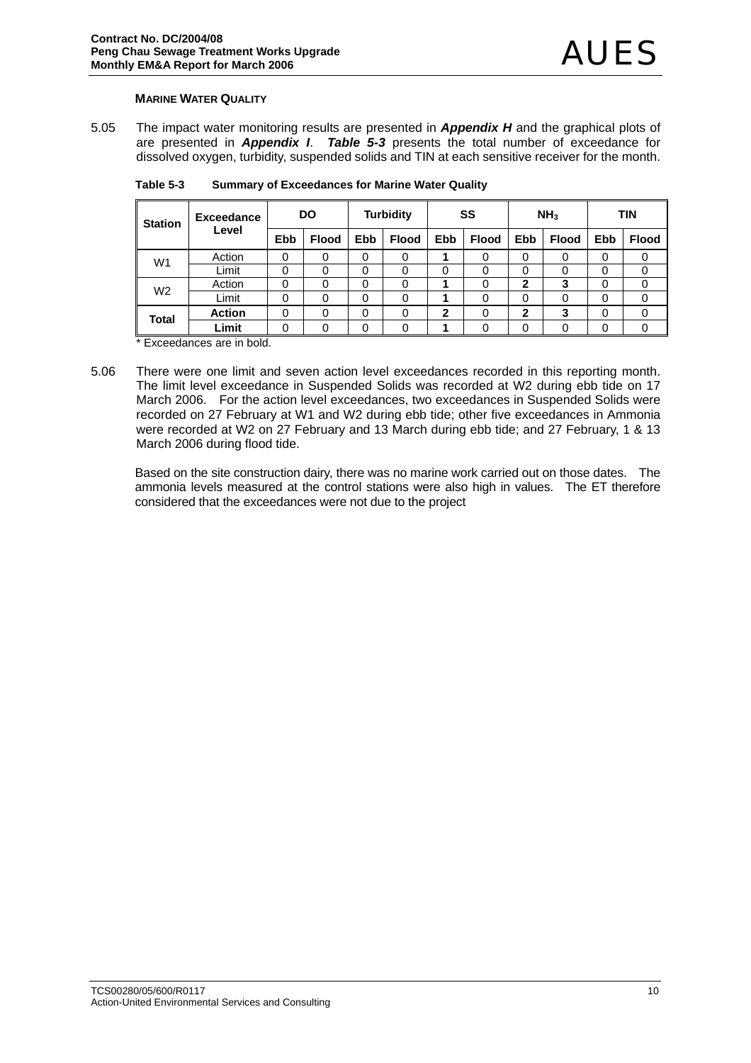### MARINE WATER QUALITY

5.05 The impact water monitoring results are presented in ***Appendix H*** and the graphical plots of are presented in ***Appendix I***. ***Table 5-3*** presents the total number of exceedance for dissolved oxygen, turbidity, suspended solids and TIN at each sensitive receiver for the month.

**Table 5-3 Summary of Exceedances for Marine Water Quality**

| Station | Exceedance Level | DO | | Turbidity | | SS | | $NH_3$ | | TIN | |
|---|---|---|---|---|---|---|---|---|---|---|---|
| | | Ebb | Flood | Ebb | Flood | Ebb | Flood | Ebb | Flood | Ebb | Flood |
| W1 | Action | 0 | 0 | 0 | 0 | **1** | 0 | 0 | 0 | 0 | 0 |
| | Limit | 0 | 0 | 0 | 0 | 0 | 0 | 0 | 0 | 0 | 0 |
| W2 | Action | 0 | 0 | 0 | 0 | **1** | 0 | **2** | **3** | 0 | 0 |
| | Limit | 0 | 0 | 0 | 0 | **1** | 0 | 0 | 0 | 0 | 0 |
| **Total** | **Action** | 0 | 0 | 0 | 0 | **2** | 0 | **2** | **3** | 0 | 0 |
| | **Limit** | 0 | 0 | 0 | 0 | **1** | 0 | 0 | 0 | 0 | 0 |

\* Exceedances are in bold.

5.06 There were one limit and seven action level exceedances recorded in this reporting month. The limit level exceedance in Suspended Solids was recorded at W2 during ebb tide on 17 March 2006. For the action level exceedances, two exceedances in Suspended Solids were recorded on 27 February at W1 and W2 during ebb tide; other five exceedances in Ammonia were recorded at W2 on 27 February and 13 March during ebb tide; and 27 February, 1 & 13 March 2006 during flood tide.

Based on the site construction dairy, there was no marine work carried out on those dates. The ammonia levels measured at the control stations were also high in values. The ET therefore considered that the exceedances were not due to the project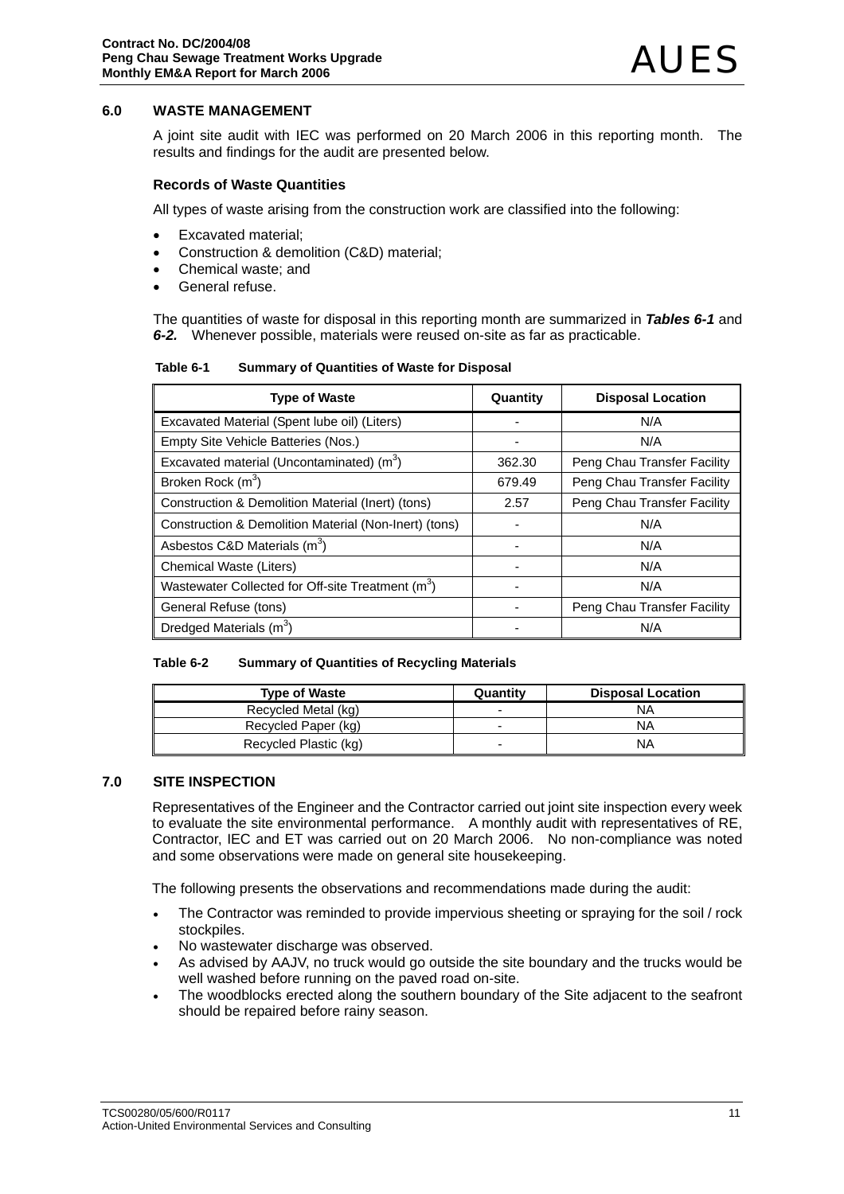## 6.0 WASTE MANAGEMENT

A joint site audit with IEC was performed on 20 March 2006 in this reporting month. The results and findings for the audit are presented below.

### Records of Waste Quantities

All types of waste arising from the construction work are classified into the following:

- Excavated material;
- Construction & demolition (C&D) material;
- Chemical waste; and
- General refuse.

The quantities of waste for disposal in this reporting month are summarized in ***Tables 6-1*** and ***6-2.*** Whenever possible, materials were reused on-site as far as practicable.

**Table 6-1 Summary of Quantities of Waste for Disposal**

| Type of Waste | Quantity | Disposal Location |
|---|---|---|
| Excavated Material (Spent lube oil) (Liters) | - | N/A |
| Empty Site Vehicle Batteries (Nos.) | - | N/A |
| Excavated material (Uncontaminated) ($m^3$) | 362.30 | Peng Chau Transfer Facility |
| Broken Rock ($m^3$) | 679.49 | Peng Chau Transfer Facility |
| Construction & Demolition Material (Inert) (tons) | 2.57 | Peng Chau Transfer Facility |
| Construction & Demolition Material (Non-Inert) (tons) | - | N/A |
| Asbestos C&D Materials ($m^3$) | - | N/A |
| Chemical Waste (Liters) | - | N/A |
| Wastewater Collected for Off-site Treatment ($m^3$) | - | N/A |
| General Refuse (tons) | - | Peng Chau Transfer Facility |
| Dredged Materials ($m^3$) | - | N/A |

**Table 6-2 Summary of Quantities of Recycling Materials**

| Type of Waste | Quantity | Disposal Location |
|---|---|---|
| Recycled Metal (kg) | - | NA |
| Recycled Paper (kg) | - | NA |
| Recycled Plastic (kg) | - | NA |

## 7.0 SITE INSPECTION

Representatives of the Engineer and the Contractor carried out joint site inspection every week to evaluate the site environmental performance. A monthly audit with representatives of RE, Contractor, IEC and ET was carried out on 20 March 2006. No non-compliance was noted and some observations were made on general site housekeeping.

The following presents the observations and recommendations made during the audit:

- The Contractor was reminded to provide impervious sheeting or spraying for the soil / rock stockpiles.
- No wastewater discharge was observed.
- As advised by AAJV, no truck would go outside the site boundary and the trucks would be well washed before running on the paved road on-site.
- The woodblocks erected along the southern boundary of the Site adjacent to the seafront should be repaired before rainy season.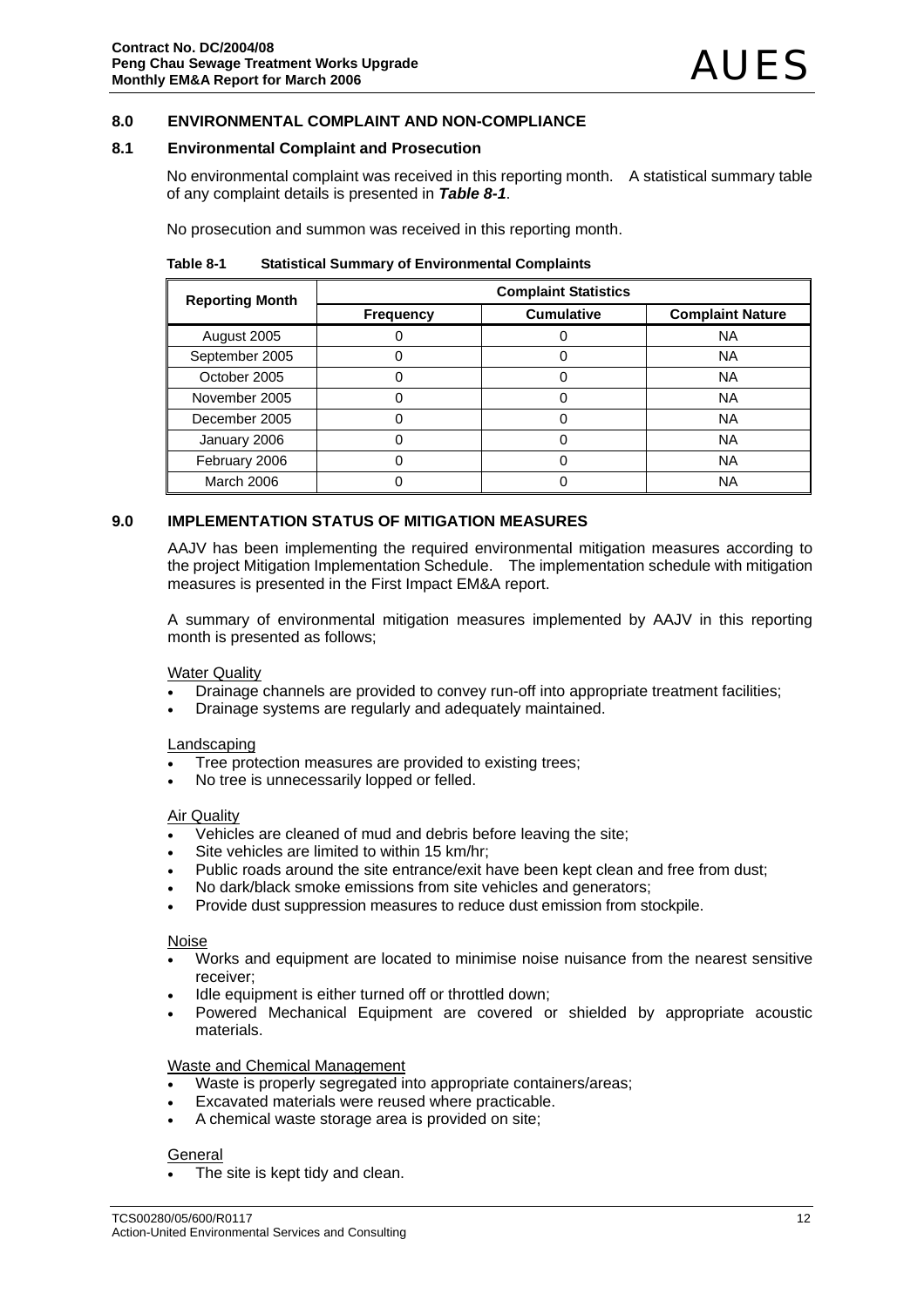## 8.0 ENVIRONMENTAL COMPLAINT AND NON-COMPLIANCE

### 8.1 Environmental Complaint and Prosecution

No environmental complaint was received in this reporting month. A statistical summary table of any complaint details is presented in ***Table 8-1***.

No prosecution and summon was received in this reporting month.

**Table 8-1 Statistical Summary of Environmental Complaints**

| Reporting Month | Complaint Statistics | | |
|---|---|---|---|
| | Frequency | Cumulative | Complaint Nature |
| August 2005 | 0 | 0 | NA |
| September 2005 | 0 | 0 | NA |
| October 2005 | 0 | 0 | NA |
| November 2005 | 0 | 0 | NA |
| December 2005 | 0 | 0 | NA |
| January 2006 | 0 | 0 | NA |
| February 2006 | 0 | 0 | NA |
| March 2006 | 0 | 0 | NA |

## 9.0 IMPLEMENTATION STATUS OF MITIGATION MEASURES

AAJV has been implementing the required environmental mitigation measures according to the project Mitigation Implementation Schedule. The implementation schedule with mitigation measures is presented in the First Impact EM&A report.

A summary of environmental mitigation measures implemented by AAJV in this reporting month is presented as follows;

Water Quality

- Drainage channels are provided to convey run-off into appropriate treatment facilities;
- Drainage systems are regularly and adequately maintained.

Landscaping

- Tree protection measures are provided to existing trees;
- No tree is unnecessarily lopped or felled.

Air Quality

- Vehicles are cleaned of mud and debris before leaving the site;
- Site vehicles are limited to within 15 km/hr;
- Public roads around the site entrance/exit have been kept clean and free from dust;
- No dark/black smoke emissions from site vehicles and generators;
- Provide dust suppression measures to reduce dust emission from stockpile.

Noise

- Works and equipment are located to minimise noise nuisance from the nearest sensitive receiver;
- Idle equipment is either turned off or throttled down;
- Powered Mechanical Equipment are covered or shielded by appropriate acoustic materials.

Waste and Chemical Management

- Waste is properly segregated into appropriate containers/areas;
- Excavated materials were reused where practicable.
- A chemical waste storage area is provided on site;

General

- The site is kept tidy and clean.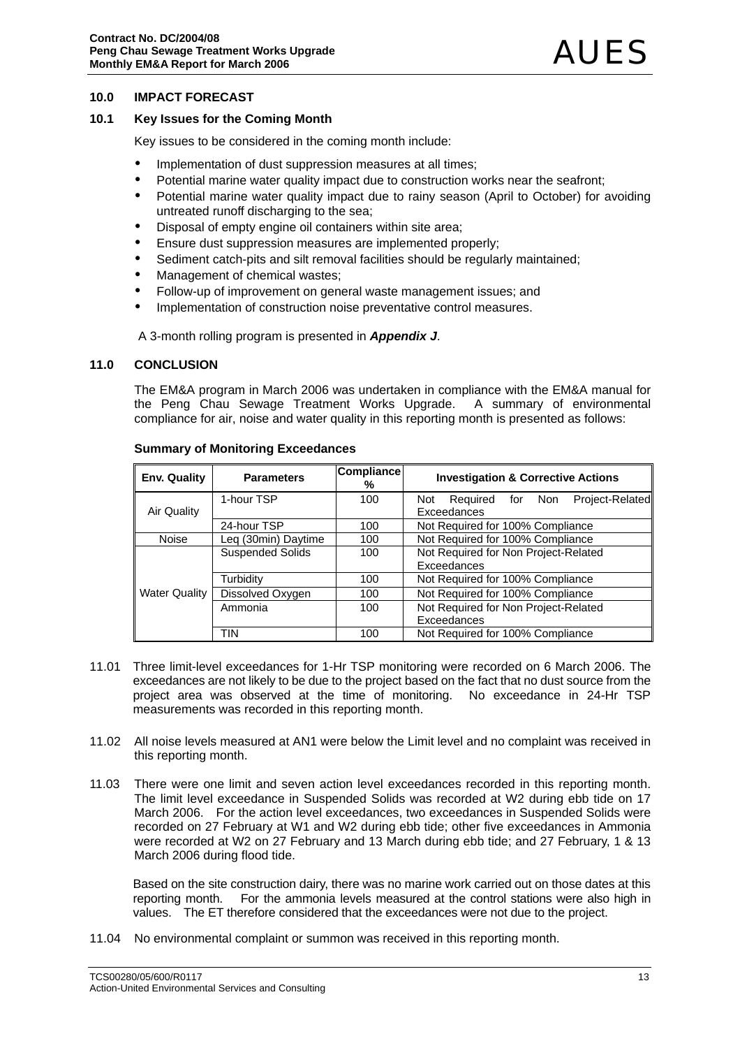## 10.0 IMPACT FORECAST

### 10.1 Key Issues for the Coming Month

Key issues to be considered in the coming month include:

- Implementation of dust suppression measures at all times;
- Potential marine water quality impact due to construction works near the seafront;
- Potential marine water quality impact due to rainy season (April to October) for avoiding untreated runoff discharging to the sea;
- Disposal of empty engine oil containers within site area;
- Ensure dust suppression measures are implemented properly;
- Sediment catch-pits and silt removal facilities should be regularly maintained;
- Management of chemical wastes;
- Follow-up of improvement on general waste management issues; and
- Implementation of construction noise preventative control measures.

A 3-month rolling program is presented in ***Appendix J***.

## 11.0 CONCLUSION

The EM&A program in March 2006 was undertaken in compliance with the EM&A manual for the Peng Chau Sewage Treatment Works Upgrade. A summary of environmental compliance for air, noise and water quality in this reporting month is presented as follows:

**Summary of Monitoring Exceedances**

| Env. Quality | Parameters | Compliance % | Investigation & Corrective Actions |
|---|---|---|---|
| Air Quality | 1-hour TSP | 100 | Not Required for Non Project-Related Exceedances |
| | 24-hour TSP | 100 | Not Required for 100% Compliance |
| Noise | Leq (30min) Daytime | 100 | Not Required for 100% Compliance |
| Water Quality | Suspended Solids | 100 | Not Required for Non Project-Related Exceedances |
| | Turbidity | 100 | Not Required for 100% Compliance |
| | Dissolved Oxygen | 100 | Not Required for 100% Compliance |
| | Ammonia | 100 | Not Required for Non Project-Related Exceedances |
| | TIN | 100 | Not Required for 100% Compliance |

11.01 Three limit-level exceedances for 1-Hr TSP monitoring were recorded on 6 March 2006. The exceedances are not likely to be due to the project based on the fact that no dust source from the project area was observed at the time of monitoring. No exceedance in 24-Hr TSP measurements was recorded in this reporting month.

11.02 All noise levels measured at AN1 were below the Limit level and no complaint was received in this reporting month.

11.03 There were one limit and seven action level exceedances recorded in this reporting month. The limit level exceedance in Suspended Solids was recorded at W2 during ebb tide on 17 March 2006. For the action level exceedances, two exceedances in Suspended Solids were recorded on 27 February at W1 and W2 during ebb tide; other five exceedances in Ammonia were recorded at W2 on 27 February and 13 March during ebb tide; and 27 February, 1 & 13 March 2006 during flood tide.

Based on the site construction dairy, there was no marine work carried out on those dates at this reporting month. For the ammonia levels measured at the control stations were also high in values. The ET therefore considered that the exceedances were not due to the project.

11.04 No environmental complaint or summon was received in this reporting month.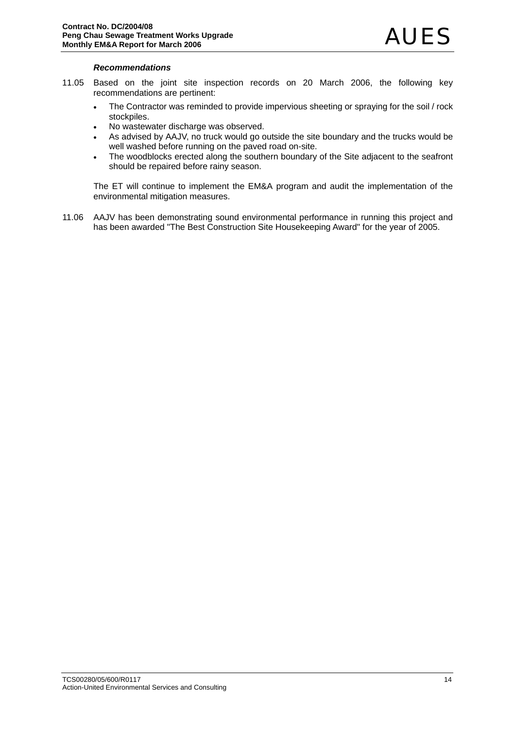### *Recommendations*

11.05 Based on the joint site inspection records on 20 March 2006, the following key recommendations are pertinent:

- The Contractor was reminded to provide impervious sheeting or spraying for the soil / rock stockpiles.
- No wastewater discharge was observed.
- As advised by AAJV, no truck would go outside the site boundary and the trucks would be well washed before running on the paved road on-site.
- The woodblocks erected along the southern boundary of the Site adjacent to the seafront should be repaired before rainy season.

The ET will continue to implement the EM&A program and audit the implementation of the environmental mitigation measures.

11.06 AAJV has been demonstrating sound environmental performance in running this project and has been awarded "The Best Construction Site Housekeeping Award" for the year of 2005.